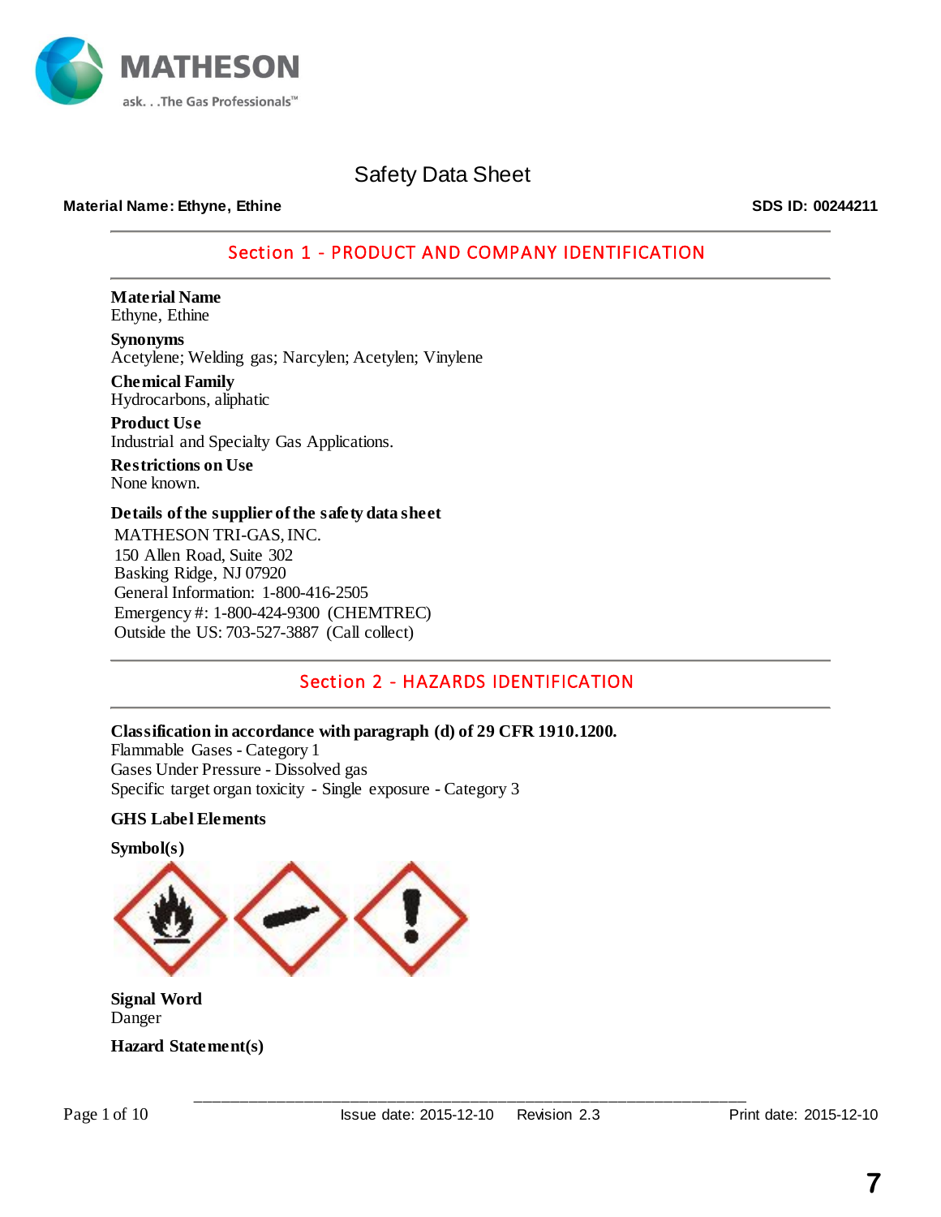# Safety Data Sheet

**Material Name: Ethyne, Ethine** **SDS ID: 00244211**

## Section 1 - PRODUCT AND COMPANY IDENTIFICATION

**Material Name**
Ethyne, Ethine

**Synonyms**
Acetylene; Welding gas; Narcylen; Acetylen; Vinylene

**Chemical Family**
Hydrocarbons, aliphatic

**Product Use**
Industrial and Specialty Gas Applications.

**Restrictions on Use**
None known.

**Details of the supplier of the safety data sheet**
MATHESON TRI-GAS, INC.
150 Allen Road, Suite 302
Basking Ridge, NJ 07920
General Information: 1-800-416-2505
Emergency #: 1-800-424-9300 (CHEMTREC)
Outside the US: 703-527-3887 (Call collect)

## Section 2 - HAZARDS IDENTIFICATION

**Classification in accordance with paragraph (d) of 29 CFR 1910.1200.**
Flammable Gases - Category 1
Gases Under Pressure - Dissolved gas
Specific target organ toxicity - Single exposure - Category 3

**GHS Label Elements**

**Symbol(s)**

**Signal Word**
Danger

**Hazard Statement(s)**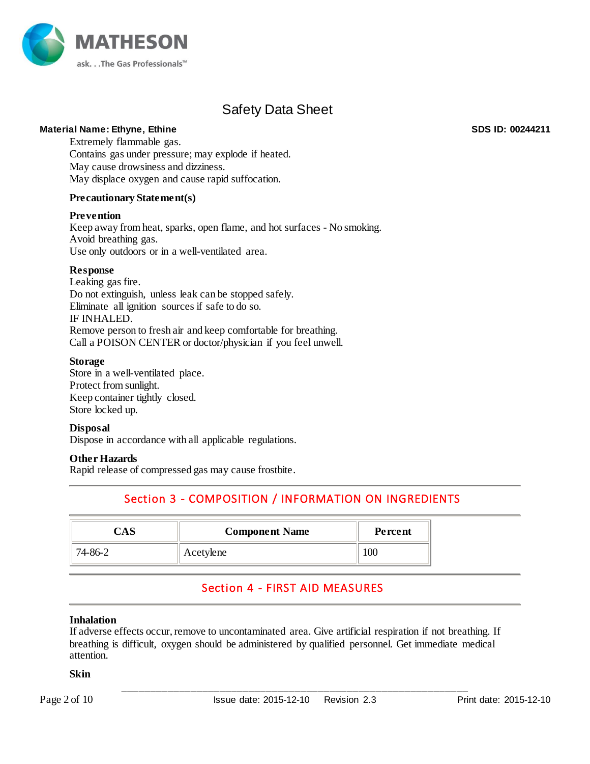Extremely flammable gas.
Contains gas under pressure; may explode if heated.
May cause drowsiness and dizziness.
May displace oxygen and cause rapid suffocation.

**Precautionary Statement(s)**

**Prevention**
Keep away from heat, sparks, open flame, and hot surfaces - No smoking.
Avoid breathing gas.
Use only outdoors or in a well-ventilated area.

**Response**
Leaking gas fire.
Do not extinguish, unless leak can be stopped safely.
Eliminate all ignition sources if safe to do so.
IF INHALED.
Remove person to fresh air and keep comfortable for breathing.
Call a POISON CENTER or doctor/physician if you feel unwell.

**Storage**
Store in a well-ventilated place.
Protect from sunlight.
Keep container tightly closed.
Store locked up.

**Disposal**
Dispose in accordance with all applicable regulations.

**Other Hazards**
Rapid release of compressed gas may cause frostbite.

## Section 3 - COMPOSITION / INFORMATION ON INGREDIENTS

| CAS | Component Name | Percent |
|---|---|---|
| 74-86-2 | Acetylene | 100 |

## Section 4 - FIRST AID MEASURES

**Inhalation**
If adverse effects occur, remove to uncontaminated area. Give artificial respiration if not breathing. If breathing is difficult, oxygen should be administered by qualified personnel. Get immediate medical attention.

**Skin**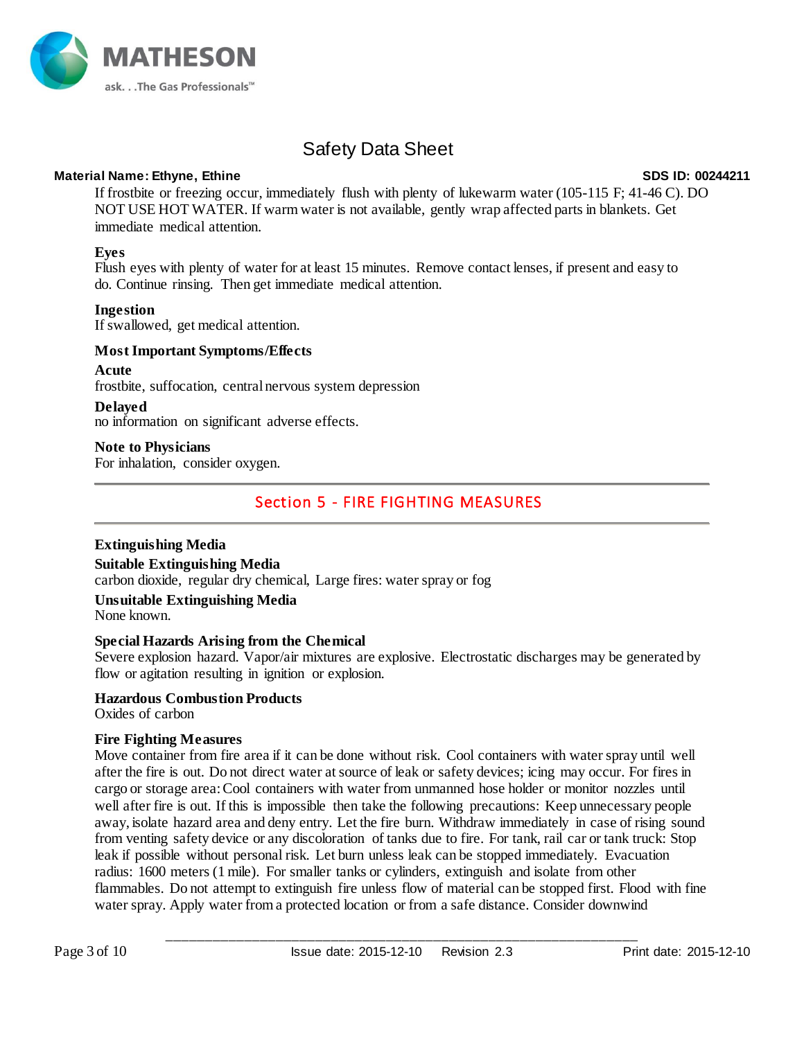If frostbite or freezing occur, immediately flush with plenty of lukewarm water (105-115 F; 41-46 C). DO NOT USE HOT WATER. If warm water is not available, gently wrap affected parts in blankets. Get immediate medical attention.

**Eyes**
Flush eyes with plenty of water for at least 15 minutes. Remove contact lenses, if present and easy to do. Continue rinsing. Then get immediate medical attention.

**Ingestion**
If swallowed, get medical attention.

**Most Important Symptoms/Effects**

**Acute**
frostbite, suffocation, central nervous system depression

**Delayed**
no information on significant adverse effects.

**Note to Physicians**
For inhalation, consider oxygen.

## Section 5 - FIRE FIGHTING MEASURES

**Extinguishing Media**

**Suitable Extinguishing Media**
carbon dioxide, regular dry chemical, Large fires: water spray or fog

**Unsuitable Extinguishing Media**
None known.

**Special Hazards Arising from the Chemical**
Severe explosion hazard. Vapor/air mixtures are explosive. Electrostatic discharges may be generated by flow or agitation resulting in ignition or explosion.

**Hazardous Combustion Products**
Oxides of carbon

**Fire Fighting Measures**
Move container from fire area if it can be done without risk. Cool containers with water spray until well after the fire is out. Do not direct water at source of leak or safety devices; icing may occur. For fires in cargo or storage area: Cool containers with water from unmanned hose holder or monitor nozzles until well after fire is out. If this is impossible then take the following precautions: Keep unnecessary people away, isolate hazard area and deny entry. Let the fire burn. Withdraw immediately in case of rising sound from venting safety device or any discoloration of tanks due to fire. For tank, rail car or tank truck: Stop leak if possible without personal risk. Let burn unless leak can be stopped immediately. Evacuation radius: 1600 meters (1 mile). For smaller tanks or cylinders, extinguish and isolate from other flammables. Do not attempt to extinguish fire unless flow of material can be stopped first. Flood with fine water spray. Apply water from a protected location or from a safe distance. Consider downwind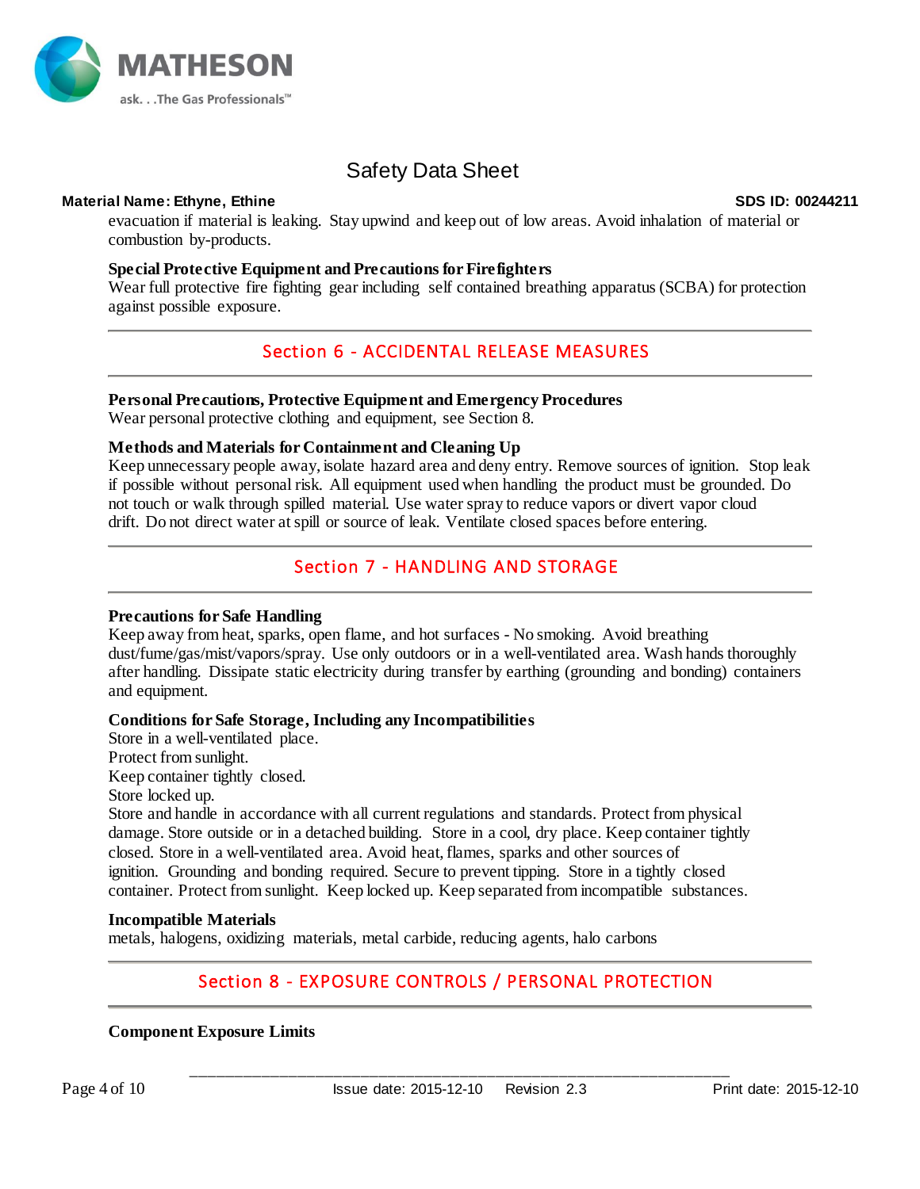evacuation if material is leaking. Stay upwind and keep out of low areas. Avoid inhalation of material or combustion by-products.

**Special Protective Equipment and Precautions for Firefighters**
Wear full protective fire fighting gear including self contained breathing apparatus (SCBA) for protection against possible exposure.

## Section 6 - ACCIDENTAL RELEASE MEASURES

**Personal Precautions, Protective Equipment and Emergency Procedures**
Wear personal protective clothing and equipment, see Section 8.

**Methods and Materials for Containment and Cleaning Up**
Keep unnecessary people away, isolate hazard area and deny entry. Remove sources of ignition. Stop leak if possible without personal risk. All equipment used when handling the product must be grounded. Do not touch or walk through spilled material. Use water spray to reduce vapors or divert vapor cloud drift. Do not direct water at spill or source of leak. Ventilate closed spaces before entering.

## Section 7 - HANDLING AND STORAGE

**Precautions for Safe Handling**
Keep away from heat, sparks, open flame, and hot surfaces - No smoking. Avoid breathing dust/fume/gas/mist/vapors/spray. Use only outdoors or in a well-ventilated area. Wash hands thoroughly after handling. Dissipate static electricity during transfer by earthing (grounding and bonding) containers and equipment.

**Conditions for Safe Storage, Including any Incompatibilities**
Store in a well-ventilated place.
Protect from sunlight.
Keep container tightly closed.
Store locked up.
Store and handle in accordance with all current regulations and standards. Protect from physical damage. Store outside or in a detached building. Store in a cool, dry place. Keep container tightly closed. Store in a well-ventilated area. Avoid heat, flames, sparks and other sources of ignition. Grounding and bonding required. Secure to prevent tipping. Store in a tightly closed container. Protect from sunlight. Keep locked up. Keep separated from incompatible substances.

**Incompatible Materials**
metals, halogens, oxidizing materials, metal carbide, reducing agents, halo carbons

## Section 8 - EXPOSURE CONTROLS / PERSONAL PROTECTION

**Component Exposure Limits**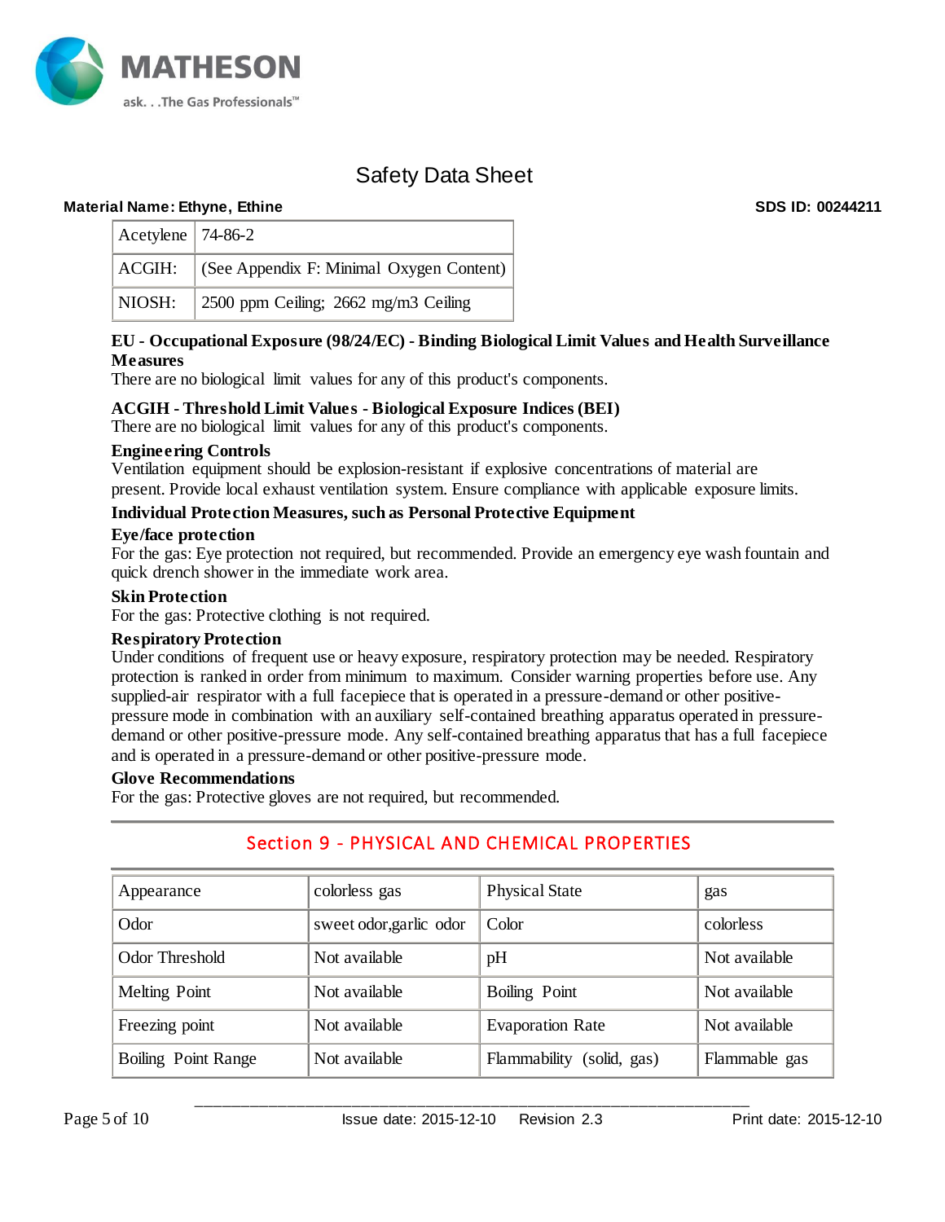Material Name: Ethyne, Ethine

SDS ID: 00244211

| Acetylene | 74-86-2 |
|---|---|
| ACGIH: | (See Appendix F: Minimal Oxygen Content) |
| NIOSH: | 2500 ppm Ceiling; 2662 mg/m3 Ceiling |

**EU - Occupational Exposure (98/24/EC) - Binding Biological Limit Values and Health Surveillance Measures**

There are no biological limit values for any of this product's components.

**ACGIH - Threshold Limit Values - Biological Exposure Indices (BEI)**

There are no biological limit values for any of this product's components.

**Engineering Controls**

Ventilation equipment should be explosion-resistant if explosive concentrations of material are present. Provide local exhaust ventilation system. Ensure compliance with applicable exposure limits.

**Individual Protection Measures, such as Personal Protective Equipment**

**Eye/face protection**

For the gas: Eye protection not required, but recommended. Provide an emergency eye wash fountain and quick drench shower in the immediate work area.

**Skin Protection**

For the gas: Protective clothing is not required.

**Respiratory Protection**

Under conditions of frequent use or heavy exposure, respiratory protection may be needed. Respiratory protection is ranked in order from minimum to maximum. Consider warning properties before use. Any supplied-air respirator with a full facepiece that is operated in a pressure-demand or other positive-pressure mode in combination with an auxiliary self-contained breathing apparatus operated in pressure-demand or other positive-pressure mode. Any self-contained breathing apparatus that has a full facepiece and is operated in a pressure-demand or other positive-pressure mode.

**Glove Recommendations**

For the gas: Protective gloves are not required, but recommended.

## Section 9 - PHYSICAL AND CHEMICAL PROPERTIES

| Appearance | colorless gas | Physical State | gas |
|---|---|---|---|
| Odor | sweet odor,garlic odor | Color | colorless |
| Odor Threshold | Not available | pH | Not available |
| Melting Point | Not available | Boiling Point | Not available |
| Freezing point | Not available | Evaporation Rate | Not available |
| Boiling Point Range | Not available | Flammability (solid, gas) | Flammable gas |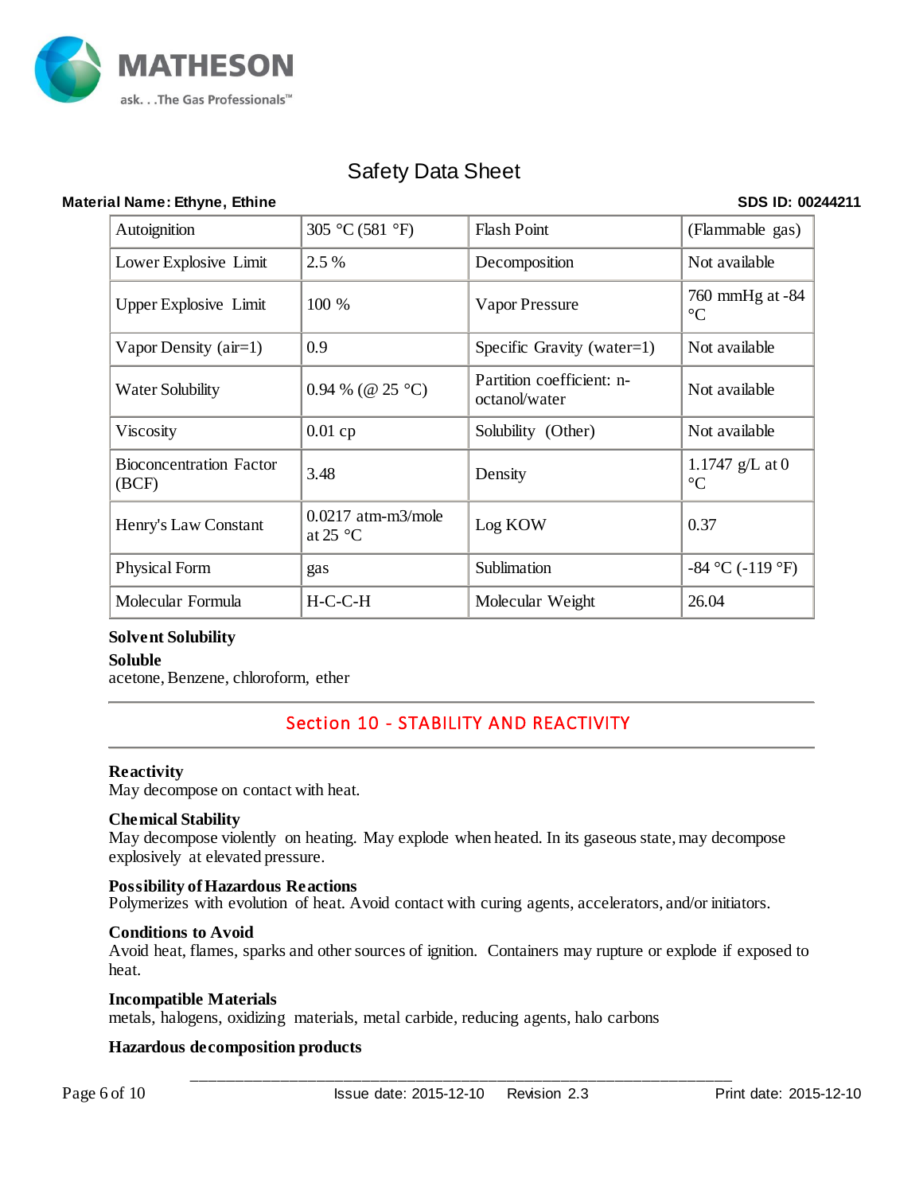Safety Data Sheet

**Material Name: Ethyne, Ethine** **SDS ID: 00244211**

| Autoignition | 305 °C (581 °F) | Flash Point | (Flammable gas) |
|---|---|---|---|
| Lower Explosive Limit | 2.5 % | Decomposition | Not available |
| Upper Explosive Limit | 100 % | Vapor Pressure | 760 mmHg at -84 °C |
| Vapor Density (air=1) | 0.9 | Specific Gravity (water=1) | Not available |
| Water Solubility | 0.94 % (@ 25 °C) | Partition coefficient: n-octanol/water | Not available |
| Viscosity | 0.01 cp | Solubility (Other) | Not available |
| Bioconcentration Factor (BCF) | 3.48 | Density | 1.1747 g/L at 0 °C |
| Henry's Law Constant | 0.0217 atm-m3/mole at 25 °C | Log KOW | 0.37 |
| Physical Form | gas | Sublimation | -84 °C (-119 °F) |
| Molecular Formula | H-C-C-H | Molecular Weight | 26.04 |

**Solvent Solubility**

**Soluble**
acetone, Benzene, chloroform, ether

## Section 10 - STABILITY AND REACTIVITY

**Reactivity**
May decompose on contact with heat.

**Chemical Stability**
May decompose violently on heating. May explode when heated. In its gaseous state, may decompose explosively at elevated pressure.

**Possibility of Hazardous Reactions**
Polymerizes with evolution of heat. Avoid contact with curing agents, accelerators, and/or initiators.

**Conditions to Avoid**
Avoid heat, flames, sparks and other sources of ignition. Containers may rupture or explode if exposed to heat.

**Incompatible Materials**
metals, halogens, oxidizing materials, metal carbide, reducing agents, halo carbons

**Hazardous decomposition products**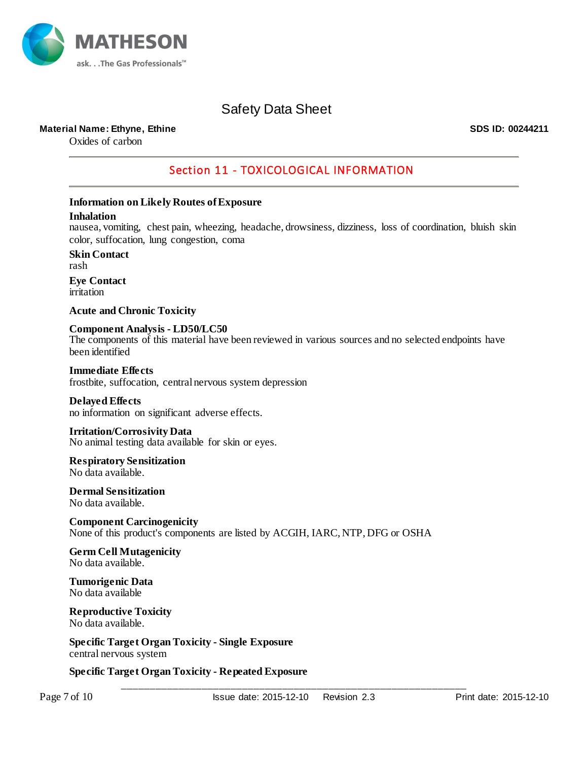Safety Data Sheet

**Material Name: Ethyne, Ethine** **SDS ID: 00244211**

Oxides of carbon

## Section 11 - TOXICOLOGICAL INFORMATION

### Information on Likely Routes of Exposure

**Inhalation**
nausea, vomiting, chest pain, wheezing, headache, drowsiness, dizziness, loss of coordination, bluish skin color, suffocation, lung congestion, coma

**Skin Contact**
rash

**Eye Contact**
irritation

### Acute and Chronic Toxicity

**Component Analysis - LD50/LC50**
The components of this material have been reviewed in various sources and no selected endpoints have been identified

**Immediate Effects**
frostbite, suffocation, central nervous system depression

**Delayed Effects**
no information on significant adverse effects.

**Irritation/Corrosivity Data**
No animal testing data available for skin or eyes.

**Respiratory Sensitization**
No data available.

**Dermal Sensitization**
No data available.

**Component Carcinogenicity**
None of this product's components are listed by ACGIH, IARC, NTP, DFG or OSHA

**Germ Cell Mutagenicity**
No data available.

**Tumorigenic Data**
No data available

**Reproductive Toxicity**
No data available.

**Specific Target Organ Toxicity - Single Exposure**
central nervous system

**Specific Target Organ Toxicity - Repeated Exposure**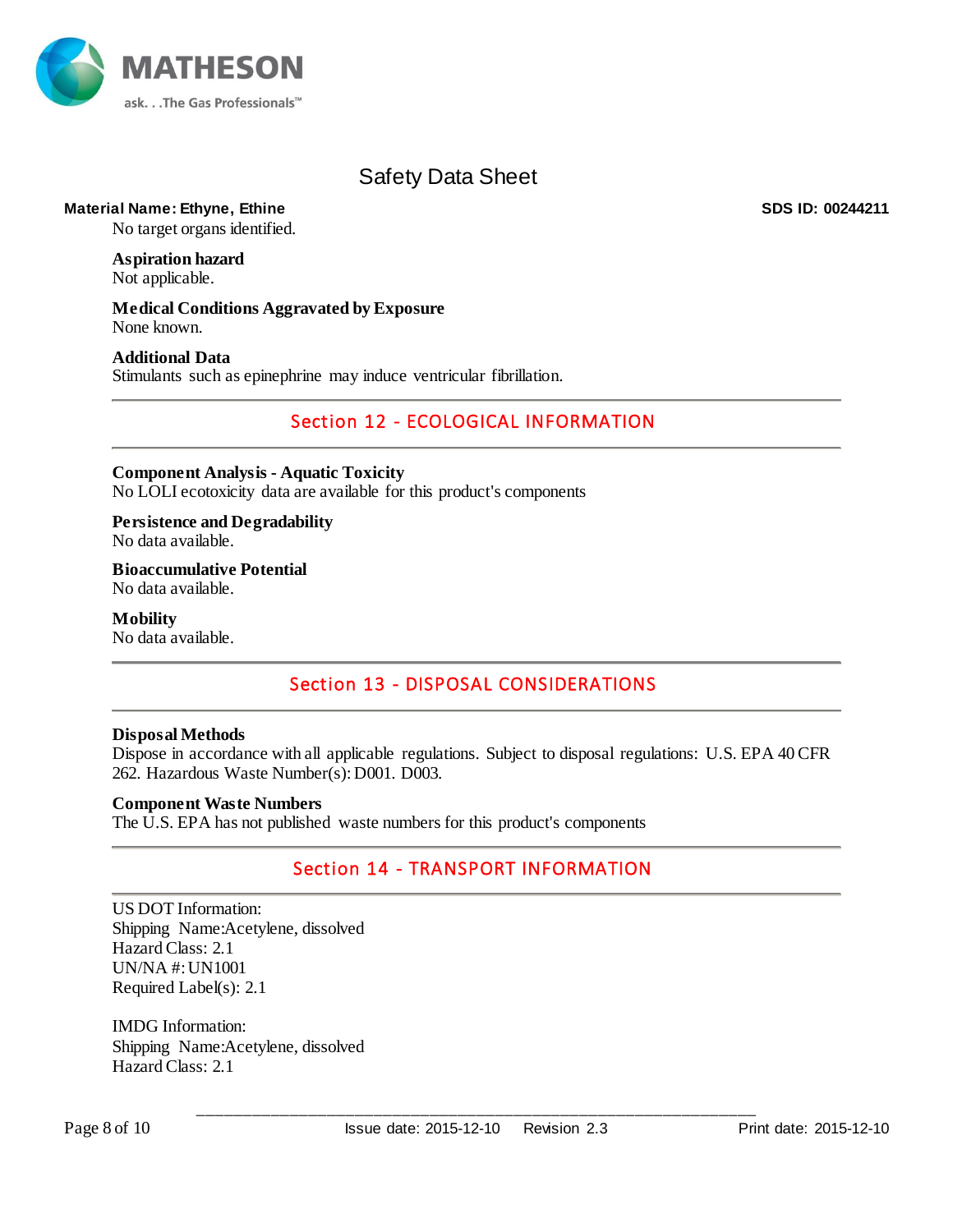No target organs identified.

**Aspiration hazard**
Not applicable.

**Medical Conditions Aggravated by Exposure**
None known.

**Additional Data**
Stimulants such as epinephrine may induce ventricular fibrillation.

## Section 12 - ECOLOGICAL INFORMATION

**Component Analysis - Aquatic Toxicity**
No LOLI ecotoxicity data are available for this product's components

**Persistence and Degradability**
No data available.

**Bioaccumulative Potential**
No data available.

**Mobility**
No data available.

## Section 13 - DISPOSAL CONSIDERATIONS

**Disposal Methods**
Dispose in accordance with all applicable regulations. Subject to disposal regulations: U.S. EPA 40 CFR 262. Hazardous Waste Number(s): D001. D003.

**Component Waste Numbers**
The U.S. EPA has not published waste numbers for this product's components

## Section 14 - TRANSPORT INFORMATION

US DOT Information:
Shipping Name:Acetylene, dissolved
Hazard Class: 2.1
UN/NA #: UN1001
Required Label(s): 2.1

IMDG Information:
Shipping Name:Acetylene, dissolved
Hazard Class: 2.1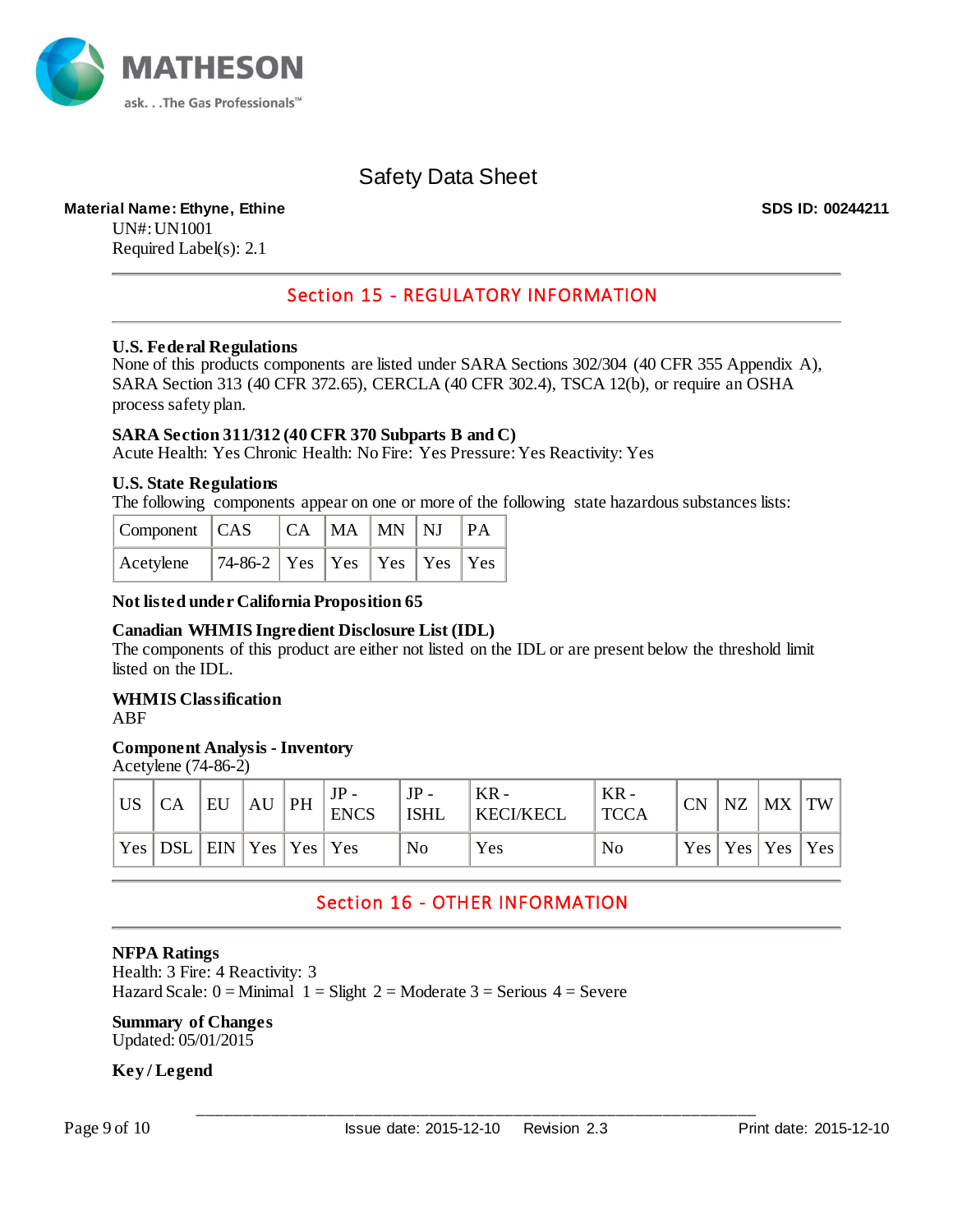**Material Name: Ethyne, Ethine** **SDS ID: 00244211**

UN#: UN1001

Required Label(s): 2.1

## Section 15 - REGULATORY INFORMATION

**U.S. Federal Regulations**

None of this products components are listed under SARA Sections 302/304 (40 CFR 355 Appendix A), SARA Section 313 (40 CFR 372.65), CERCLA (40 CFR 302.4), TSCA 12(b), or require an OSHA process safety plan.

**SARA Section 311/312 (40 CFR 370 Subparts B and C)**

Acute Health: Yes Chronic Health: No Fire: Yes Pressure: Yes Reactivity: Yes

**U.S. State Regulations**

The following components appear on one or more of the following state hazardous substances lists:

| Component | CAS | CA | MA | MN | NJ | PA |
|---|---|---|---|---|---|---|
| Acetylene | 74-86-2 | Yes | Yes | Yes | Yes | Yes |

**Not listed under California Proposition 65**

**Canadian WHMIS Ingredient Disclosure List (IDL)**

The components of this product are either not listed on the IDL or are present below the threshold limit listed on the IDL.

**WHMIS Classification**

ABF

**Component Analysis - Inventory**

Acetylene (74-86-2)

| US | CA | EU | AU | PH | JP - ENCS | JP - ISHL | KR - KECI/KECL | KR - TCCA | CN | NZ | MX | TW |
|---|---|---|---|---|---|---|---|---|---|---|---|---|
| Yes | DSL | EIN | Yes | Yes | Yes | No | Yes | No | Yes | Yes | Yes | Yes |

## Section 16 - OTHER INFORMATION

**NFPA Ratings**

Health: 3 Fire: 4 Reactivity: 3

Hazard Scale: 0 = Minimal 1 = Slight 2 = Moderate 3 = Serious 4 = Severe

**Summary of Changes**

Updated: 05/01/2015

**Key / Legend**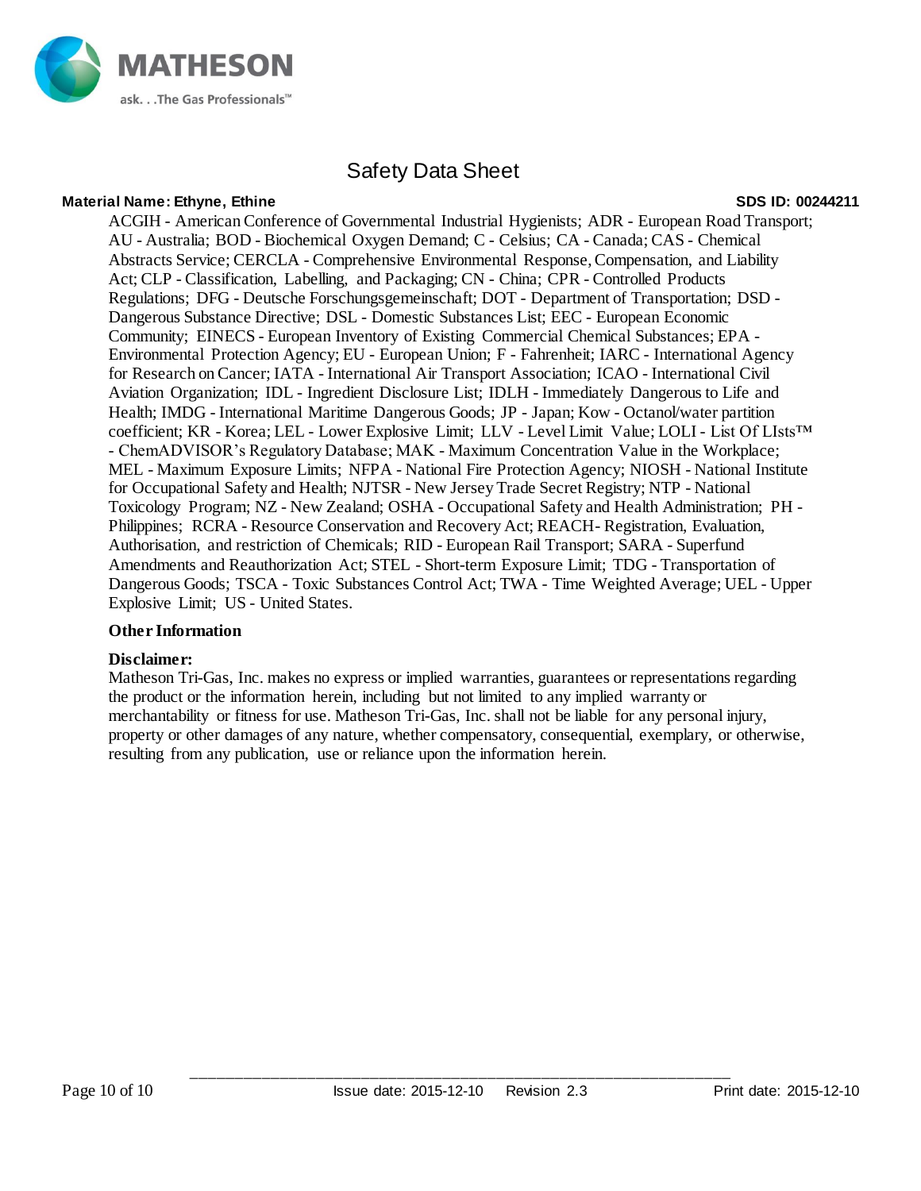ACGIH - American Conference of Governmental Industrial Hygienists; ADR - European Road Transport; AU - Australia; BOD - Biochemical Oxygen Demand; C - Celsius; CA - Canada; CAS - Chemical Abstracts Service; CERCLA - Comprehensive Environmental Response, Compensation, and Liability Act; CLP - Classification, Labelling, and Packaging; CN - China; CPR - Controlled Products Regulations; DFG - Deutsche Forschungsgemeinschaft; DOT - Department of Transportation; DSD - Dangerous Substance Directive; DSL - Domestic Substances List; EEC - European Economic Community; EINECS - European Inventory of Existing Commercial Chemical Substances; EPA - Environmental Protection Agency; EU - European Union; F - Fahrenheit; IARC - International Agency for Research on Cancer; IATA - International Air Transport Association; ICAO - International Civil Aviation Organization; IDL - Ingredient Disclosure List; IDLH - Immediately Dangerous to Life and Health; IMDG - International Maritime Dangerous Goods; JP - Japan; Kow - Octanol/water partition coefficient; KR - Korea; LEL - Lower Explosive Limit; LLV - Level Limit Value; LOLI - List Of LIsts™ - ChemADVISOR's Regulatory Database; MAK - Maximum Concentration Value in the Workplace; MEL - Maximum Exposure Limits; NFPA - National Fire Protection Agency; NIOSH - National Institute for Occupational Safety and Health; NJTSR - New Jersey Trade Secret Registry; NTP - National Toxicology Program; NZ - New Zealand; OSHA - Occupational Safety and Health Administration; PH - Philippines; RCRA - Resource Conservation and Recovery Act; REACH- Registration, Evaluation, Authorisation, and restriction of Chemicals; RID - European Rail Transport; SARA - Superfund Amendments and Reauthorization Act; STEL - Short-term Exposure Limit; TDG - Transportation of Dangerous Goods; TSCA - Toxic Substances Control Act; TWA - Time Weighted Average; UEL - Upper Explosive Limit; US - United States.

**Other Information**

**Disclaimer:**

Matheson Tri-Gas, Inc. makes no express or implied warranties, guarantees or representations regarding the product or the information herein, including but not limited to any implied warranty or merchantability or fitness for use. Matheson Tri-Gas, Inc. shall not be liable for any personal injury, property or other damages of any nature, whether compensatory, consequential, exemplary, or otherwise, resulting from any publication, use or reliance upon the information herein.